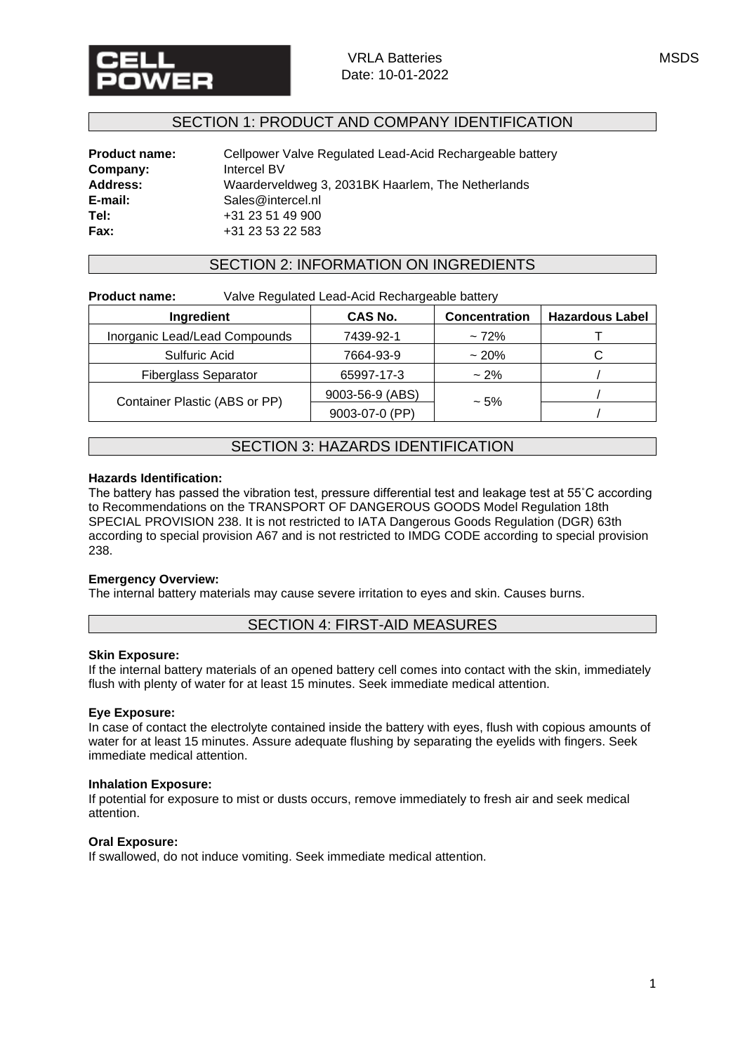CELL POWER

VRLA Batteries
Date: 10-01-2022

MSDS

## SECTION 1: PRODUCT AND COMPANY IDENTIFICATION

**Product name:** Cellpower Valve Regulated Lead-Acid Rechargeable battery
**Company:** Intercel BV
**Address:** Waarderveldweg 3, 2031BK Haarlem, The Netherlands
**E-mail:** Sales@intercel.nl
**Tel:** +31 23 51 49 900
**Fax:** +31 23 53 22 583

## SECTION 2: INFORMATION ON INGREDIENTS

**Product name:** Valve Regulated Lead-Acid Rechargeable battery

| Ingredient | CAS No. | Concentration | Hazardous Label |
|---|---|---|---|
| Inorganic Lead/Lead Compounds | 7439-92-1 | ~ 72% | T |
| Sulfuric Acid | 7664-93-9 | ~ 20% | C |
| Fiberglass Separator | 65997-17-3 | ~ 2% | / |
| Container Plastic (ABS or PP) | 9003-56-9 (ABS) | ~ 5% | / |
| | 9003-07-0 (PP) | | / |

## SECTION 3: HAZARDS IDENTIFICATION

**Hazards Identification:**
The battery has passed the vibration test, pressure differential test and leakage test at 55˚C according to Recommendations on the TRANSPORT OF DANGEROUS GOODS Model Regulation 18th SPECIAL PROVISION 238. It is not restricted to IATA Dangerous Goods Regulation (DGR) 63th according to special provision A67 and is not restricted to IMDG CODE according to special provision 238.

**Emergency Overview:**
The internal battery materials may cause severe irritation to eyes and skin. Causes burns.

## SECTION 4: FIRST-AID MEASURES

**Skin Exposure:**
If the internal battery materials of an opened battery cell comes into contact with the skin, immediately flush with plenty of water for at least 15 minutes. Seek immediate medical attention.

**Eye Exposure:**
In case of contact the electrolyte contained inside the battery with eyes, flush with copious amounts of water for at least 15 minutes. Assure adequate flushing by separating the eyelids with fingers. Seek immediate medical attention.

**Inhalation Exposure:**
If potential for exposure to mist or dusts occurs, remove immediately to fresh air and seek medical attention.

**Oral Exposure:**
If swallowed, do not induce vomiting. Seek immediate medical attention.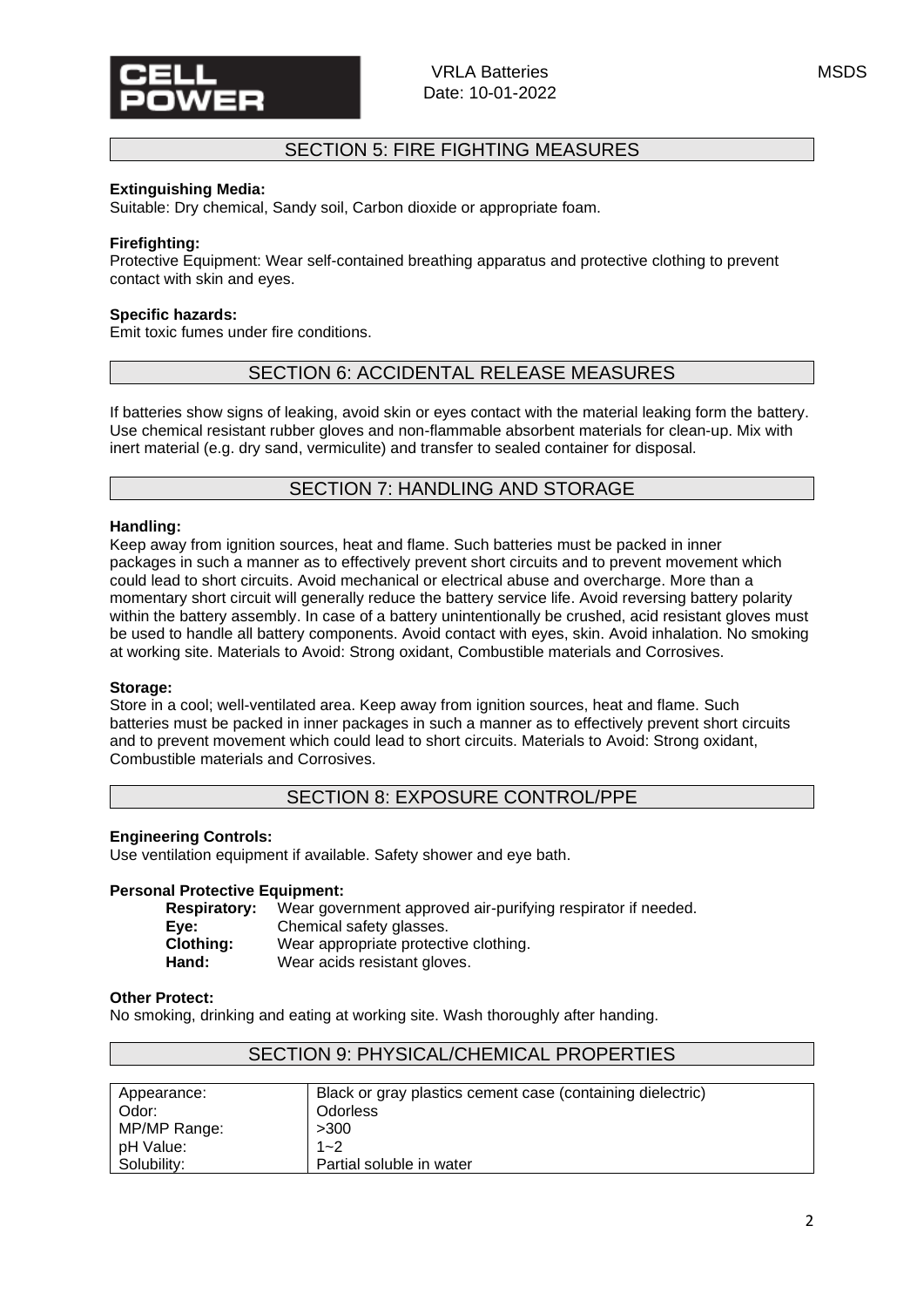## SECTION 5: FIRE FIGHTING MEASURES

**Extinguishing Media:**
Suitable: Dry chemical, Sandy soil, Carbon dioxide or appropriate foam.

**Firefighting:**
Protective Equipment: Wear self-contained breathing apparatus and protective clothing to prevent contact with skin and eyes.

**Specific hazards:**
Emit toxic fumes under fire conditions.

## SECTION 6: ACCIDENTAL RELEASE MEASURES

If batteries show signs of leaking, avoid skin or eyes contact with the material leaking form the battery. Use chemical resistant rubber gloves and non-flammable absorbent materials for clean-up. Mix with inert material (e.g. dry sand, vermiculite) and transfer to sealed container for disposal.

## SECTION 7: HANDLING AND STORAGE

**Handling:**
Keep away from ignition sources, heat and flame. Such batteries must be packed in inner packages in such a manner as to effectively prevent short circuits and to prevent movement which could lead to short circuits. Avoid mechanical or electrical abuse and overcharge. More than a momentary short circuit will generally reduce the battery service life. Avoid reversing battery polarity within the battery assembly. In case of a battery unintentionally be crushed, acid resistant gloves must be used to handle all battery components. Avoid contact with eyes, skin. Avoid inhalation. No smoking at working site. Materials to Avoid: Strong oxidant, Combustible materials and Corrosives.

**Storage:**
Store in a cool; well-ventilated area. Keep away from ignition sources, heat and flame. Such batteries must be packed in inner packages in such a manner as to effectively prevent short circuits and to prevent movement which could lead to short circuits. Materials to Avoid: Strong oxidant, Combustible materials and Corrosives.

## SECTION 8: EXPOSURE CONTROL/PPE

**Engineering Controls:**
Use ventilation equipment if available. Safety shower and eye bath.

**Personal Protective Equipment:**

- **Respiratory:** Wear government approved air-purifying respirator if needed.
- **Eye:** Chemical safety glasses.
- **Clothing:** Wear appropriate protective clothing.
- **Hand:** Wear acids resistant gloves.

**Other Protect:**
No smoking, drinking and eating at working site. Wash thoroughly after handing.

## SECTION 9: PHYSICAL/CHEMICAL PROPERTIES

| | |
|---|---|
| Appearance: | Black or gray plastics cement case (containing dielectric) |
| Odor: | Odorless |
| MP/MP Range: | >300 |
| pH Value: | 1~2 |
| Solubility: | Partial soluble in water |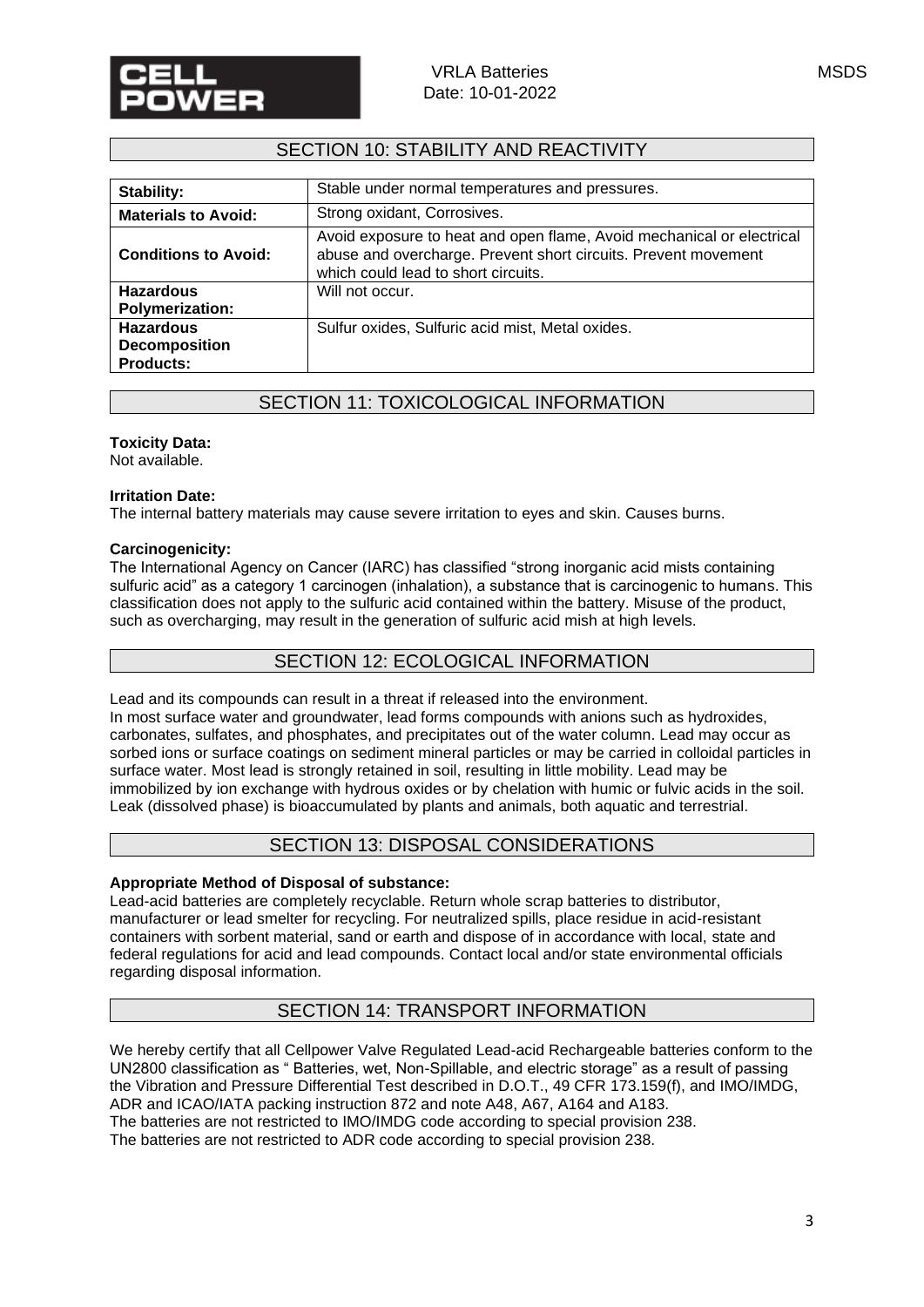## SECTION 10: STABILITY AND REACTIVITY

| **Stability:** | Stable under normal temperatures and pressures. |
|---|---|
| **Materials to Avoid:** | Strong oxidant, Corrosives. |
| **Conditions to Avoid:** | Avoid exposure to heat and open flame, Avoid mechanical or electrical abuse and overcharge. Prevent short circuits. Prevent movement which could lead to short circuits. |
| **Hazardous Polymerization:** | Will not occur. |
| **Hazardous Decomposition Products:** | Sulfur oxides, Sulfuric acid mist, Metal oxides. |

## SECTION 11: TOXICOLOGICAL INFORMATION

**Toxicity Data:**
Not available.

**Irritation Date:**
The internal battery materials may cause severe irritation to eyes and skin. Causes burns.

**Carcinogenicity:**
The International Agency on Cancer (IARC) has classified "strong inorganic acid mists containing sulfuric acid" as a category 1 carcinogen (inhalation), a substance that is carcinogenic to humans. This classification does not apply to the sulfuric acid contained within the battery. Misuse of the product, such as overcharging, may result in the generation of sulfuric acid mish at high levels.

## SECTION 12: ECOLOGICAL INFORMATION

Lead and its compounds can result in a threat if released into the environment.
In most surface water and groundwater, lead forms compounds with anions such as hydroxides, carbonates, sulfates, and phosphates, and precipitates out of the water column. Lead may occur as sorbed ions or surface coatings on sediment mineral particles or may be carried in colloidal particles in surface water. Most lead is strongly retained in soil, resulting in little mobility. Lead may be immobilized by ion exchange with hydrous oxides or by chelation with humic or fulvic acids in the soil. Leak (dissolved phase) is bioaccumulated by plants and animals, both aquatic and terrestrial.

## SECTION 13: DISPOSAL CONSIDERATIONS

**Appropriate Method of Disposal of substance:**
Lead-acid batteries are completely recyclable. Return whole scrap batteries to distributor, manufacturer or lead smelter for recycling. For neutralized spills, place residue in acid-resistant containers with sorbent material, sand or earth and dispose of in accordance with local, state and federal regulations for acid and lead compounds. Contact local and/or state environmental officials regarding disposal information.

## SECTION 14: TRANSPORT INFORMATION

We hereby certify that all Cellpower Valve Regulated Lead-acid Rechargeable batteries conform to the UN2800 classification as " Batteries, wet, Non-Spillable, and electric storage" as a result of passing the Vibration and Pressure Differential Test described in D.O.T., 49 CFR 173.159(f), and IMO/IMDG, ADR and ICAO/IATA packing instruction 872 and note A48, A67, A164 and A183.
The batteries are not restricted to IMO/IMDG code according to special provision 238.
The batteries are not restricted to ADR code according to special provision 238.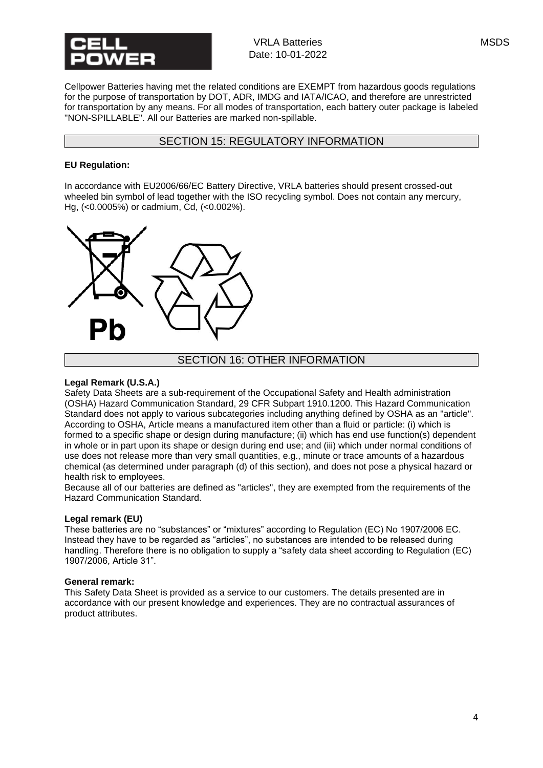Cellpower Batteries having met the related conditions are EXEMPT from hazardous goods regulations for the purpose of transportation by DOT, ADR, IMDG and IATA/ICAO, and therefore are unrestricted for transportation by any means. For all modes of transportation, each battery outer package is labeled "NON-SPILLABLE". All our Batteries are marked non-spillable.

## SECTION 15: REGULATORY INFORMATION

**EU Regulation:**

In accordance with EU2006/66/EC Battery Directive, VRLA batteries should present crossed-out wheeled bin symbol of lead together with the ISO recycling symbol. Does not contain any mercury, Hg, (<0.0005%) or cadmium, Cd, (<0.002%).

Pb

## SECTION 16: OTHER INFORMATION

**Legal Remark (U.S.A.)**

Safety Data Sheets are a sub-requirement of the Occupational Safety and Health administration (OSHA) Hazard Communication Standard, 29 CFR Subpart 1910.1200. This Hazard Communication Standard does not apply to various subcategories including anything defined by OSHA as an "article". According to OSHA, Article means a manufactured item other than a fluid or particle: (i) which is formed to a specific shape or design during manufacture; (ii) which has end use function(s) dependent in whole or in part upon its shape or design during end use; and (iii) which under normal conditions of use does not release more than very small quantities, e.g., minute or trace amounts of a hazardous chemical (as determined under paragraph (d) of this section), and does not pose a physical hazard or health risk to employees.

Because all of our batteries are defined as "articles", they are exempted from the requirements of the Hazard Communication Standard.

**Legal remark (EU)**

These batteries are no "substances" or "mixtures" according to Regulation (EC) No 1907/2006 EC. Instead they have to be regarded as "articles", no substances are intended to be released during handling. Therefore there is no obligation to supply a "safety data sheet according to Regulation (EC) 1907/2006, Article 31".

**General remark:**

This Safety Data Sheet is provided as a service to our customers. The details presented are in accordance with our present knowledge and experiences. They are no contractual assurances of product attributes.